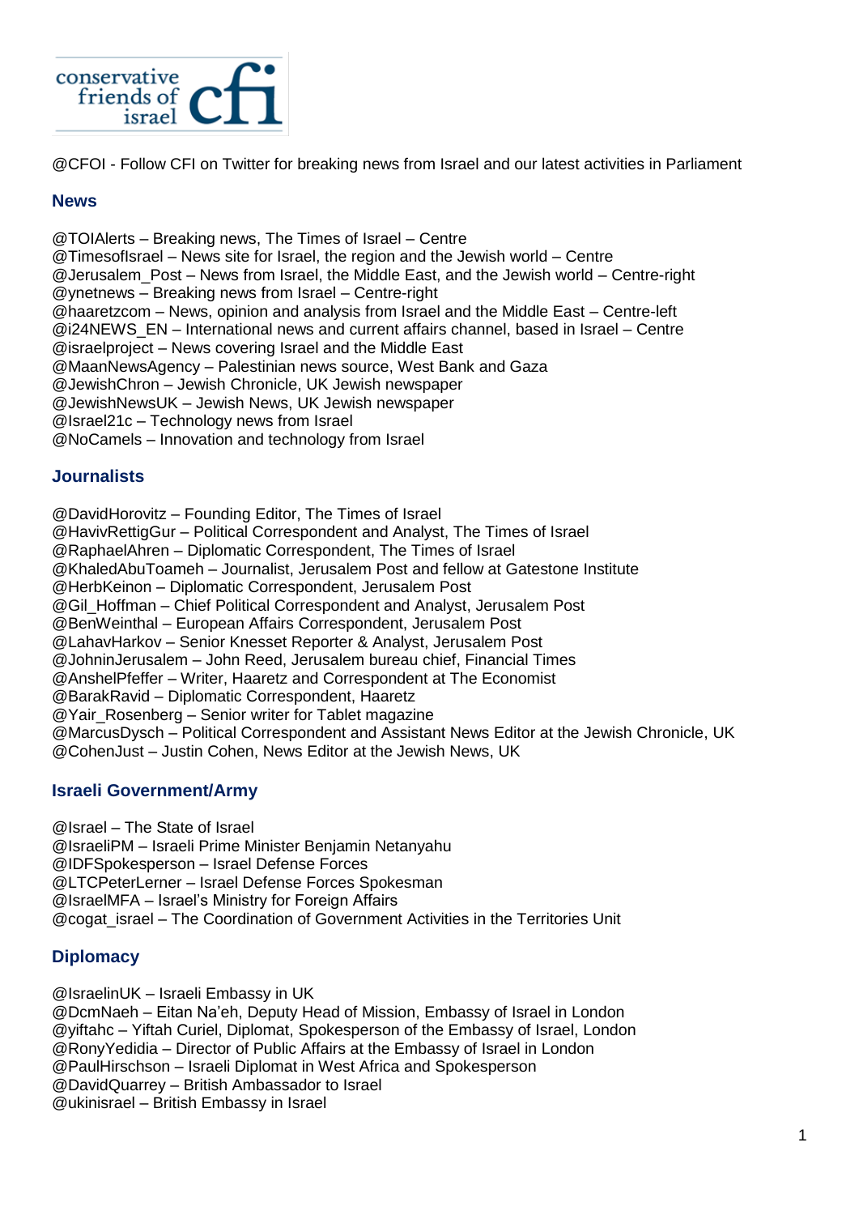conservative friends of israel cfi

@CFOI - Follow CFI on Twitter for breaking news from Israel and our latest activities in Parliament

## News

@TOIAlerts – Breaking news, The Times of Israel – Centre
@TimesofIsrael – News site for Israel, the region and the Jewish world – Centre
@Jerusalem_Post – News from Israel, the Middle East, and the Jewish world – Centre-right
@ynetnews – Breaking news from Israel – Centre-right
@haaretzcom – News, opinion and analysis from Israel and the Middle East – Centre-left
@i24NEWS_EN – International news and current affairs channel, based in Israel – Centre
@israelproject – News covering Israel and the Middle East
@MaanNewsAgency – Palestinian news source, West Bank and Gaza
@JewishChron – Jewish Chronicle, UK Jewish newspaper
@JewishNewsUK – Jewish News, UK Jewish newspaper
@Israel21c – Technology news from Israel
@NoCamels – Innovation and technology from Israel

## Journalists

@DavidHorovitz – Founding Editor, The Times of Israel
@HavivRettigGur – Political Correspondent and Analyst, The Times of Israel
@RaphaelAhren – Diplomatic Correspondent, The Times of Israel
@KhaledAbuToameh – Journalist, Jerusalem Post and fellow at Gatestone Institute
@HerbKeinon – Diplomatic Correspondent, Jerusalem Post
@Gil_Hoffman – Chief Political Correspondent and Analyst, Jerusalem Post
@BenWeinthal – European Affairs Correspondent, Jerusalem Post
@LahavHarkov – Senior Knesset Reporter & Analyst, Jerusalem Post
@JohninJerusalem – John Reed, Jerusalem bureau chief, Financial Times
@AnshelPfeffer – Writer, Haaretz and Correspondent at The Economist
@BarakRavid – Diplomatic Correspondent, Haaretz
@Yair_Rosenberg – Senior writer for Tablet magazine
@MarcusDysch – Political Correspondent and Assistant News Editor at the Jewish Chronicle, UK
@CohenJust – Justin Cohen, News Editor at the Jewish News, UK

## Israeli Government/Army

@Israel – The State of Israel
@IsraeliPM – Israeli Prime Minister Benjamin Netanyahu
@IDFSpokesperson – Israel Defense Forces
@LTCPeterLerner – Israel Defense Forces Spokesman
@IsraelMFA – Israel's Ministry for Foreign Affairs
@cogat_israel – The Coordination of Government Activities in the Territories Unit

## Diplomacy

@IsraelinUK – Israeli Embassy in UK
@DcmNaeh – Eitan Na'eh, Deputy Head of Mission, Embassy of Israel in London
@yiftahc – Yiftah Curiel, Diplomat, Spokesperson of the Embassy of Israel, London
@RonyYedidia – Director of Public Affairs at the Embassy of Israel in London
@PaulHirschson – Israeli Diplomat in West Africa and Spokesperson
@DavidQuarrey – British Ambassador to Israel
@ukinisrael – British Embassy in Israel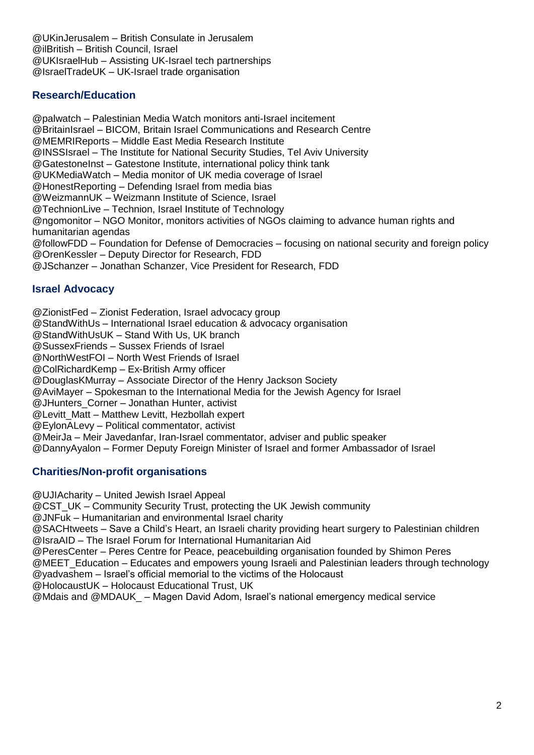@UKinJerusalem – British Consulate in Jerusalem
@ilBritish – British Council, Israel
@UKIsraelHub – Assisting UK-Israel tech partnerships
@IsraelTradeUK – UK-Israel trade organisation

## Research/Education

@palwatch – Palestinian Media Watch monitors anti-Israel incitement
@BritainIsrael – BICOM, Britain Israel Communications and Research Centre
@MEMRIReports – Middle East Media Research Institute
@INSSIsrael – The Institute for National Security Studies, Tel Aviv University
@GatestoneInst – Gatestone Institute, international policy think tank
@UKMediaWatch – Media monitor of UK media coverage of Israel
@HonestReporting – Defending Israel from media bias
@WeizmannUK – Weizmann Institute of Science, Israel
@TechnionLive – Technion, Israel Institute of Technology
@ngomonitor – NGO Monitor, monitors activities of NGOs claiming to advance human rights and humanitarian agendas
@followFDD – Foundation for Defense of Democracies – focusing on national security and foreign policy
@OrenKessler – Deputy Director for Research, FDD
@JSchanzer – Jonathan Schanzer, Vice President for Research, FDD

## Israel Advocacy

@ZionistFed – Zionist Federation, Israel advocacy group
@StandWithUs – International Israel education & advocacy organisation
@StandWithUsUK – Stand With Us, UK branch
@SussexFriends – Sussex Friends of Israel
@NorthWestFOI – North West Friends of Israel
@ColRichardKemp – Ex-British Army officer
@DouglasKMurray – Associate Director of the Henry Jackson Society
@AviMayer – Spokesman to the International Media for the Jewish Agency for Israel
@JHunters_Corner – Jonathan Hunter, activist
@Levitt_Matt – Matthew Levitt, Hezbollah expert
@EylonALevy – Political commentator, activist
@MeirJa – Meir Javedanfar, Iran-Israel commentator, adviser and public speaker
@DannyAyalon – Former Deputy Foreign Minister of Israel and former Ambassador of Israel

## Charities/Non-profit organisations

@UJIAcharity – United Jewish Israel Appeal
@CST_UK – Community Security Trust, protecting the UK Jewish community
@JNFuk – Humanitarian and environmental Israel charity
@SACHtweets – Save a Child's Heart, an Israeli charity providing heart surgery to Palestinian children
@IsraAID – The Israel Forum for International Humanitarian Aid
@PeresCenter – Peres Centre for Peace, peacebuilding organisation founded by Shimon Peres
@MEET_Education – Educates and empowers young Israeli and Palestinian leaders through technology
@yadvashem – Israel's official memorial to the victims of the Holocaust
@HolocaustUK – Holocaust Educational Trust, UK
@Mdais and @MDAUK_ – Magen David Adom, Israel's national emergency medical service